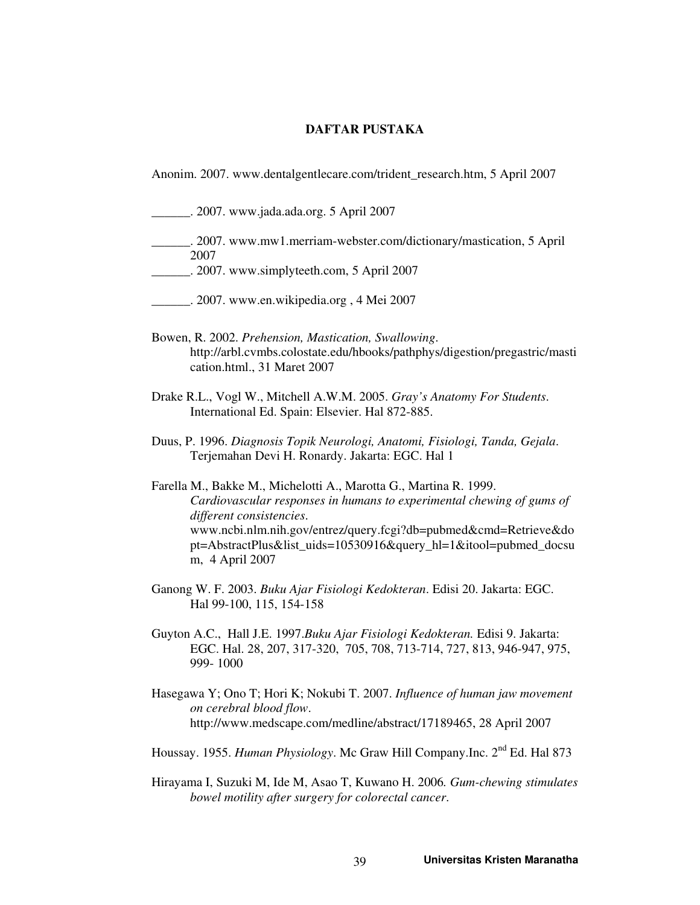# DAFTAR PUSTAKA

Anonim. 2007. www.dentalgentlecare.com/trident_research.htm, 5 April 2007

______. 2007. www.jada.ada.org. 5 April 2007

______. 2007. www.mw1.merriam-webster.com/dictionary/mastication, 5 April 2007

______. 2007. www.simplyteeth.com, 5 April 2007

______. 2007. www.en.wikipedia.org , 4 Mei 2007

Bowen, R. 2002. *Prehension, Mastication, Swallowing*. http://arbl.cvmbs.colostate.edu/hbooks/pathphys/digestion/pregastric/mastication.html., 31 Maret 2007

Drake R.L., Vogl W., Mitchell A.W.M. 2005. *Gray's Anatomy For Students*. International Ed. Spain: Elsevier. Hal 872-885.

Duus, P. 1996. *Diagnosis Topik Neurologi, Anatomi, Fisiologi, Tanda, Gejala*. Terjemahan Devi H. Ronardy. Jakarta: EGC. Hal 1

Farella M., Bakke M., Michelotti A., Marotta G., Martina R. 1999. *Cardiovascular responses in humans to experimental chewing of gums of different consistencies*. www.ncbi.nlm.nih.gov/entrez/query.fcgi?db=pubmed&cmd=Retrieve&dopt=AbstractPlus&list_uids=10530916&query_hl=1&itool=pubmed_docsum, 4 April 2007

Ganong W. F. 2003. *Buku Ajar Fisiologi Kedokteran*. Edisi 20. Jakarta: EGC. Hal 99-100, 115, 154-158

Guyton A.C., Hall J.E. 1997.*Buku Ajar Fisiologi Kedokteran.* Edisi 9. Jakarta: EGC. Hal. 28, 207, 317-320, 705, 708, 713-714, 727, 813, 946-947, 975, 999- 1000

Hasegawa Y; Ono T; Hori K; Nokubi T. 2007. *Influence of human jaw movement on cerebral blood flow*. http://www.medscape.com/medline/abstract/17189465, 28 April 2007

Houssay. 1955. *Human Physiology*. Mc Graw Hill Company.Inc. 2nd Ed. Hal 873

Hirayama I, Suzuki M, Ide M, Asao T, Kuwano H. 2006*. Gum-chewing stimulates bowel motility after surgery for colorectal cancer*.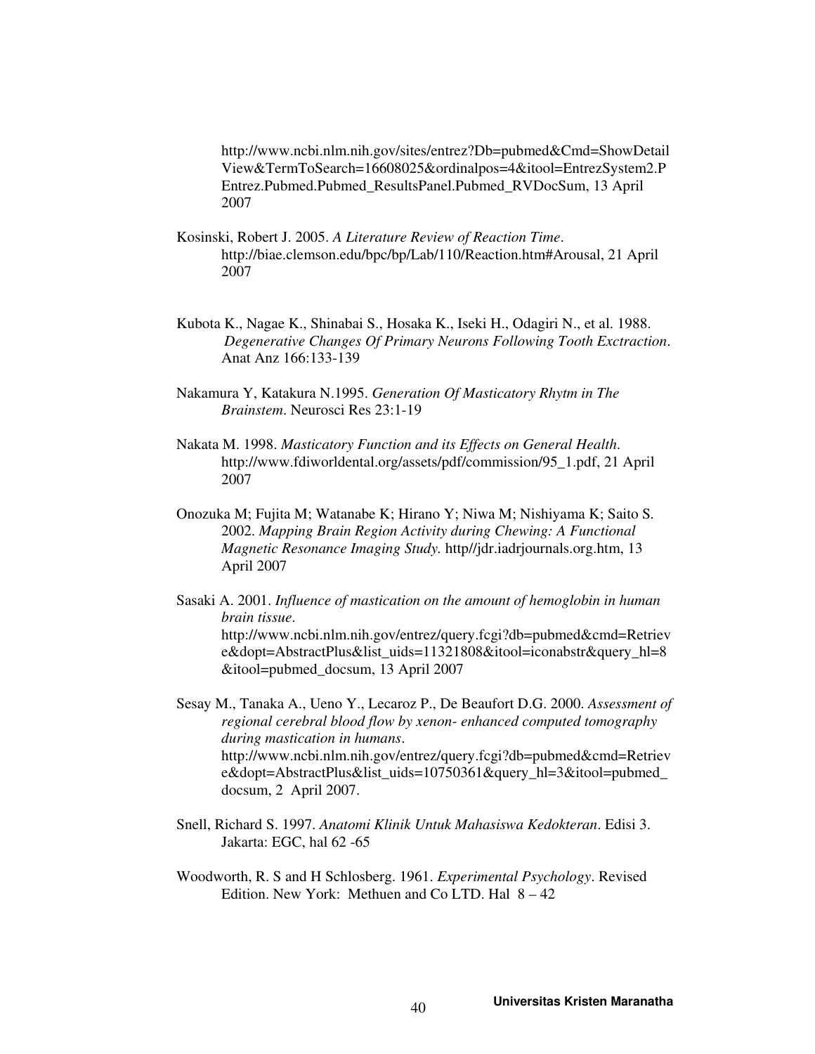http://www.ncbi.nlm.nih.gov/sites/entrez?Db=pubmed&Cmd=ShowDetailView&TermToSearch=16608025&ordinalpos=4&itool=EntrezSystem2.PEntrez.Pubmed.Pubmed_ResultsPanel.Pubmed_RVDocSum, 13 April 2007

Kosinski, Robert J. 2005. *A Literature Review of Reaction Time*. http://biae.clemson.edu/bpc/bp/Lab/110/Reaction.htm#Arousal, 21 April 2007

Kubota K., Nagae K., Shinabai S., Hosaka K., Iseki H., Odagiri N., et al. 1988. *Degenerative Changes Of Primary Neurons Following Tooth Exctraction*. Anat Anz 166:133-139

Nakamura Y, Katakura N.1995. *Generation Of Masticatory Rhytm in The Brainstem*. Neurosci Res 23:1-19

Nakata M. 1998. *Masticatory Function and its Effects on General Health*. http://www.fdiworldental.org/assets/pdf/commission/95_1.pdf, 21 April 2007

Onozuka M; Fujita M; Watanabe K; Hirano Y; Niwa M; Nishiyama K; Saito S. 2002. *Mapping Brain Region Activity during Chewing: A Functional Magnetic Resonance Imaging Study.* http//jdr.iadrjournals.org.htm, 13 April 2007

Sasaki A. 2001. *Influence of mastication on the amount of hemoglobin in human brain tissue*. http://www.ncbi.nlm.nih.gov/entrez/query.fcgi?db=pubmed&cmd=Retrieve&dopt=AbstractPlus&list_uids=11321808&itool=iconabstr&query_hl=8&itool=pubmed_docsum, 13 April 2007

Sesay M., Tanaka A., Ueno Y., Lecaroz P., De Beaufort D.G. 2000. *Assessment of regional cerebral blood flow by xenon- enhanced computed tomography during mastication in humans*. http://www.ncbi.nlm.nih.gov/entrez/query.fcgi?db=pubmed&cmd=Retrieve&dopt=AbstractPlus&list_uids=10750361&query_hl=3&itool=pubmed_docsum, 2 April 2007.

Snell, Richard S. 1997. *Anatomi Klinik Untuk Mahasiswa Kedokteran*. Edisi 3. Jakarta: EGC, hal 62 -65

Woodworth, R. S and H Schlosberg. 1961. *Experimental Psychology*. Revised Edition. New York: Methuen and Co LTD. Hal 8 – 42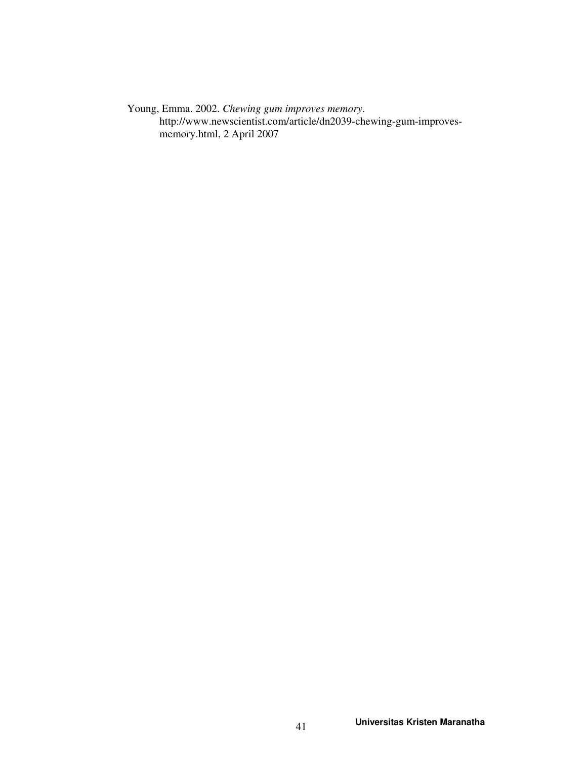Young, Emma. 2002. *Chewing gum improves memory*. http://www.newscientist.com/article/dn2039-chewing-gum-improves-memory.html, 2 April 2007